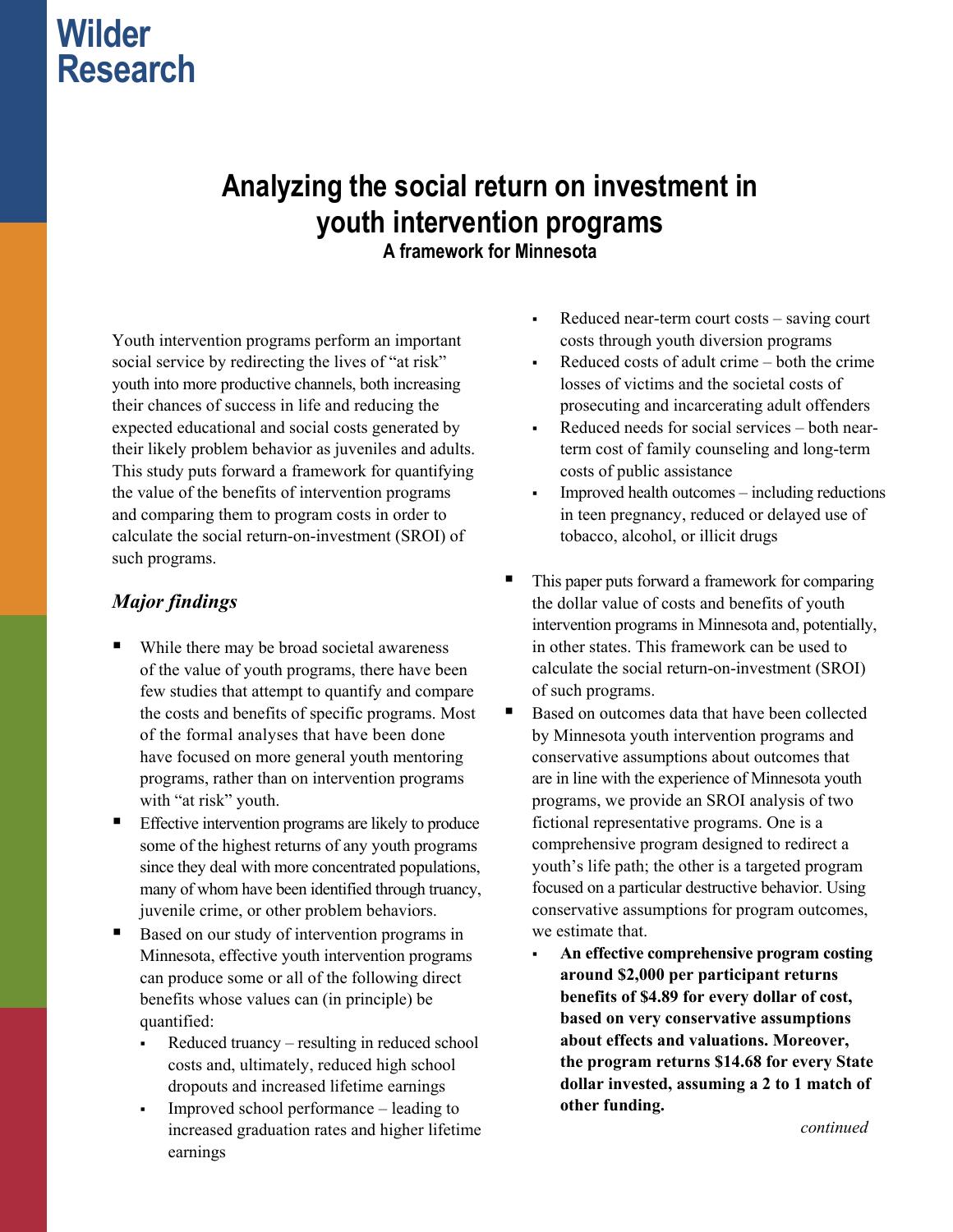# Wilder Research

# Analyzing the social return on investment in youth intervention programs

### A framework for Minnesota

Youth intervention programs perform an important social service by redirecting the lives of "at risk" youth into more productive channels, both increasing their chances of success in life and reducing the expected educational and social costs generated by their likely problem behavior as juveniles and adults. This study puts forward a framework for quantifying the value of the benefits of intervention programs and comparing them to program costs in order to calculate the social return-on-investment (SROI) of such programs.

## *Major findings*

- While there may be broad societal awareness of the value of youth programs, there have been few studies that attempt to quantify and compare the costs and benefits of specific programs. Most of the formal analyses that have been done have focused on more general youth mentoring programs, rather than on intervention programs with "at risk" youth.
- Effective intervention programs are likely to produce some of the highest returns of any youth programs since they deal with more concentrated populations, many of whom have been identified through truancy, juvenile crime, or other problem behaviors.
- Based on our study of intervention programs in Minnesota, effective youth intervention programs can produce some or all of the following direct benefits whose values can (in principle) be quantified:
  - Reduced truancy – resulting in reduced school costs and, ultimately, reduced high school dropouts and increased lifetime earnings
  - Improved school performance – leading to increased graduation rates and higher lifetime earnings
  - Reduced near-term court costs – saving court costs through youth diversion programs
  - Reduced costs of adult crime – both the crime losses of victims and the societal costs of prosecuting and incarcerating adult offenders
  - Reduced needs for social services – both near-term cost of family counseling and long-term costs of public assistance
  - Improved health outcomes – including reductions in teen pregnancy, reduced or delayed use of tobacco, alcohol, or illicit drugs
- This paper puts forward a framework for comparing the dollar value of costs and benefits of youth intervention programs in Minnesota and, potentially, in other states. This framework can be used to calculate the social return-on-investment (SROI) of such programs.
- Based on outcomes data that have been collected by Minnesota youth intervention programs and conservative assumptions about outcomes that are in line with the experience of Minnesota youth programs, we provide an SROI analysis of two fictional representative programs. One is a comprehensive program designed to redirect a youth's life path; the other is a targeted program focused on a particular destructive behavior. Using conservative assumptions for program outcomes, we estimate that.
  - **An effective comprehensive program costing around $2,000 per participant returns benefits of $4.89 for every dollar of cost, based on very conservative assumptions about effects and valuations. Moreover, the program returns $14.68 for every State dollar invested, assuming a 2 to 1 match of other funding.**

*continued*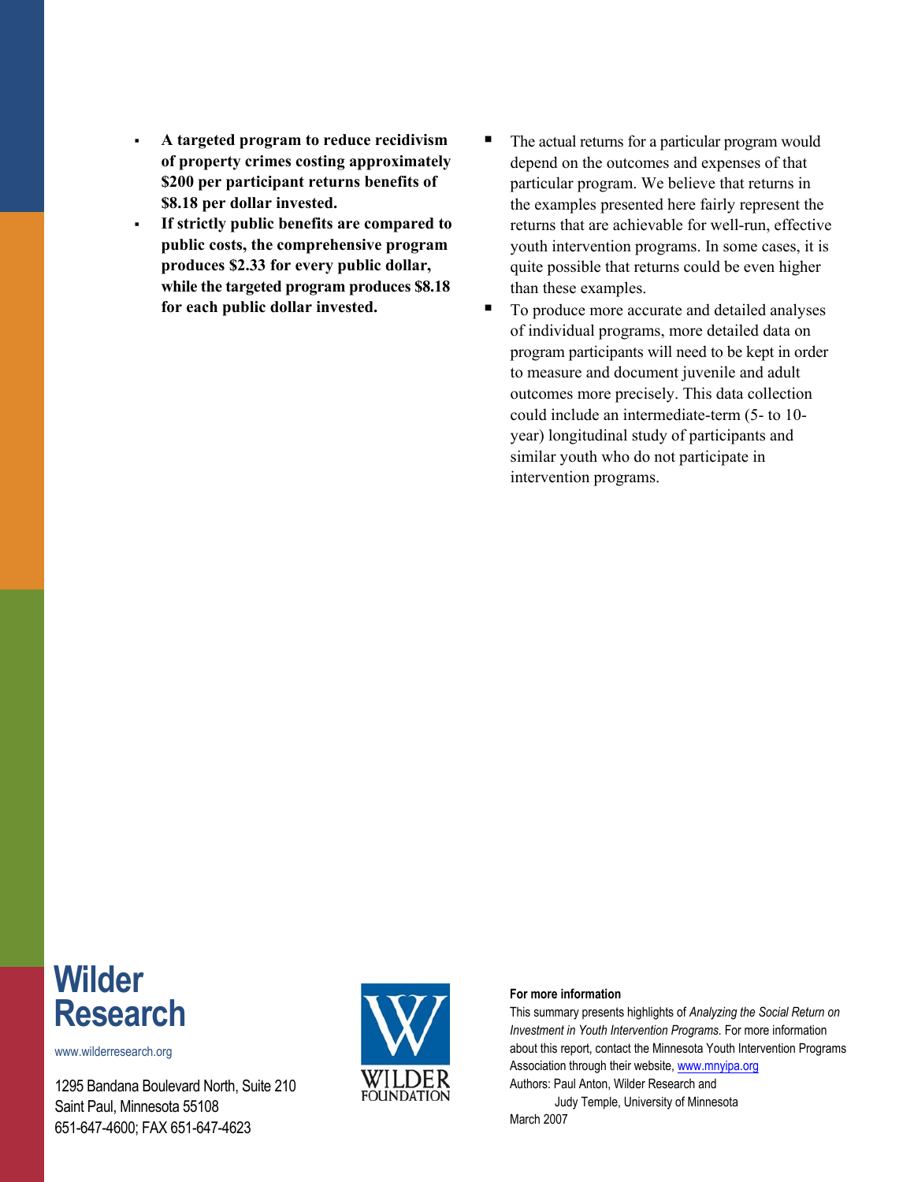- **A targeted program to reduce recidivism of property crimes costing approximately $200 per participant returns benefits of $8.18 per dollar invested.**
- **If strictly public benefits are compared to public costs, the comprehensive program produces $2.33 for every public dollar, while the targeted program produces $8.18 for each public dollar invested.**

- The actual returns for a particular program would depend on the outcomes and expenses of that particular program. We believe that returns in the examples presented here fairly represent the returns that are achievable for well-run, effective youth intervention programs. In some cases, it is quite possible that returns could be even higher than these examples.
- To produce more accurate and detailed analyses of individual programs, more detailed data on program participants will need to be kept in order to measure and document juvenile and adult outcomes more precisely. This data collection could include an intermediate-term (5- to 10-year) longitudinal study of participants and similar youth who do not participate in intervention programs.

**Wilder Research**

www.wilderresearch.org

1295 Bandana Boulevard North, Suite 210
Saint Paul, Minnesota 55108
651-647-4600; FAX 651-647-4623

WILDER FOUNDATION

**For more information**

This summary presents highlights of *Analyzing the Social Return on Investment in Youth Intervention Programs*. For more information about this report, contact the Minnesota Youth Intervention Programs Association through their website, www.mnyipa.org

Authors: Paul Anton, Wilder Research and
Judy Temple, University of Minnesota

March 2007